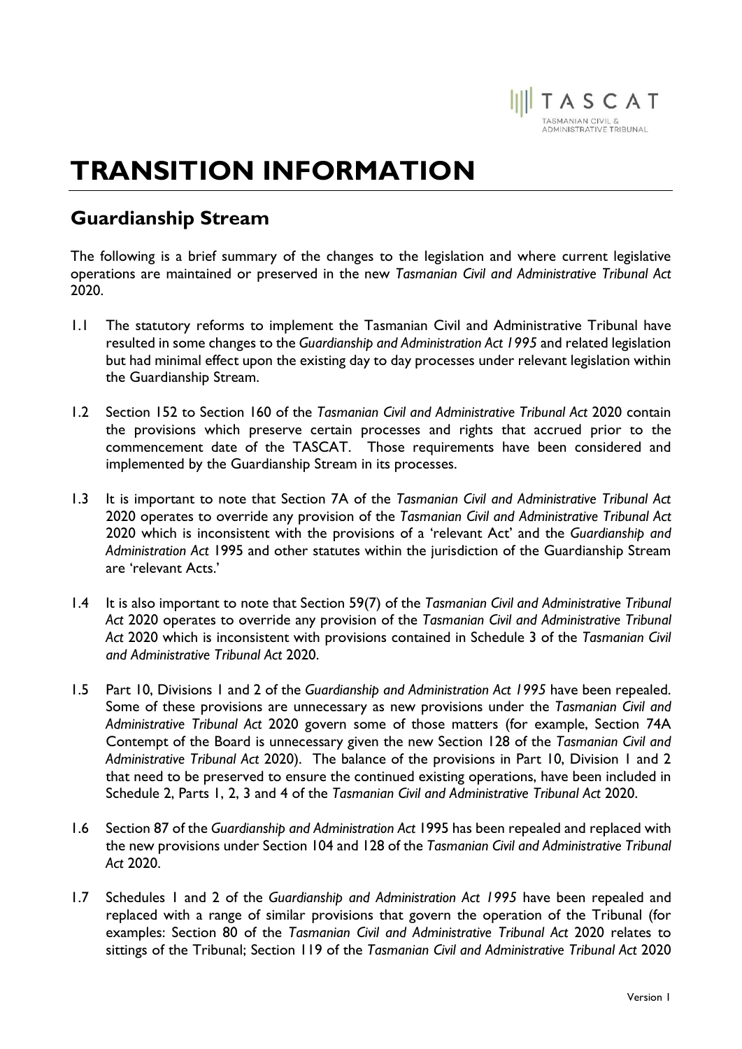# TRANSITION INFORMATION

## Guardianship Stream

The following is a brief summary of the changes to the legislation and where current legislative operations are maintained or preserved in the new *Tasmanian Civil and Administrative Tribunal Act* 2020.

1.1 The statutory reforms to implement the Tasmanian Civil and Administrative Tribunal have resulted in some changes to the *Guardianship and Administration Act 1995* and related legislation but had minimal effect upon the existing day to day processes under relevant legislation within the Guardianship Stream.

1.2 Section 152 to Section 160 of the *Tasmanian Civil and Administrative Tribunal Act* 2020 contain the provisions which preserve certain processes and rights that accrued prior to the commencement date of the TASCAT. Those requirements have been considered and implemented by the Guardianship Stream in its processes.

1.3 It is important to note that Section 7A of the *Tasmanian Civil and Administrative Tribunal Act* 2020 operates to override any provision of the *Tasmanian Civil and Administrative Tribunal Act* 2020 which is inconsistent with the provisions of a 'relevant Act' and the *Guardianship and Administration Act* 1995 and other statutes within the jurisdiction of the Guardianship Stream are 'relevant Acts.'

1.4 It is also important to note that Section 59(7) of the *Tasmanian Civil and Administrative Tribunal Act* 2020 operates to override any provision of the *Tasmanian Civil and Administrative Tribunal Act* 2020 which is inconsistent with provisions contained in Schedule 3 of the *Tasmanian Civil and Administrative Tribunal Act* 2020.

1.5 Part 10, Divisions 1 and 2 of the *Guardianship and Administration Act 1995* have been repealed. Some of these provisions are unnecessary as new provisions under the *Tasmanian Civil and Administrative Tribunal Act* 2020 govern some of those matters (for example, Section 74A Contempt of the Board is unnecessary given the new Section 128 of the *Tasmanian Civil and Administrative Tribunal Act* 2020). The balance of the provisions in Part 10, Division 1 and 2 that need to be preserved to ensure the continued existing operations, have been included in Schedule 2, Parts 1, 2, 3 and 4 of the *Tasmanian Civil and Administrative Tribunal Act* 2020.

1.6 Section 87 of the *Guardianship and Administration Act* 1995 has been repealed and replaced with the new provisions under Section 104 and 128 of the *Tasmanian Civil and Administrative Tribunal Act* 2020.

1.7 Schedules 1 and 2 of the *Guardianship and Administration Act 1995* have been repealed and replaced with a range of similar provisions that govern the operation of the Tribunal (for examples: Section 80 of the *Tasmanian Civil and Administrative Tribunal Act* 2020 relates to sittings of the Tribunal; Section 119 of the *Tasmanian Civil and Administrative Tribunal Act* 2020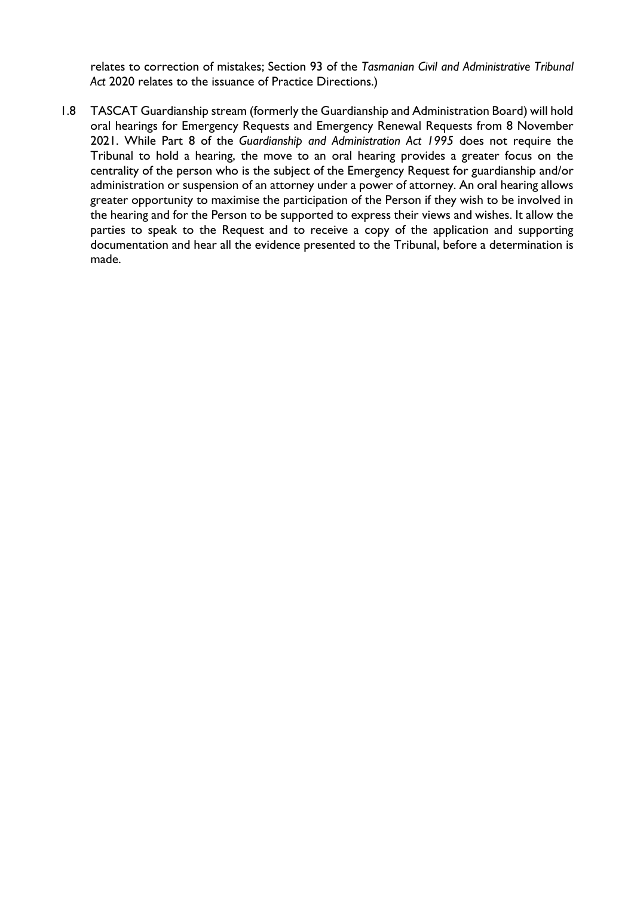relates to correction of mistakes; Section 93 of the *Tasmanian Civil and Administrative Tribunal Act* 2020 relates to the issuance of Practice Directions.)

1.8 TASCAT Guardianship stream (formerly the Guardianship and Administration Board) will hold oral hearings for Emergency Requests and Emergency Renewal Requests from 8 November 2021. While Part 8 of the *Guardianship and Administration Act 1995* does not require the Tribunal to hold a hearing, the move to an oral hearing provides a greater focus on the centrality of the person who is the subject of the Emergency Request for guardianship and/or administration or suspension of an attorney under a power of attorney. An oral hearing allows greater opportunity to maximise the participation of the Person if they wish to be involved in the hearing and for the Person to be supported to express their views and wishes. It allow the parties to speak to the Request and to receive a copy of the application and supporting documentation and hear all the evidence presented to the Tribunal, before a determination is made.